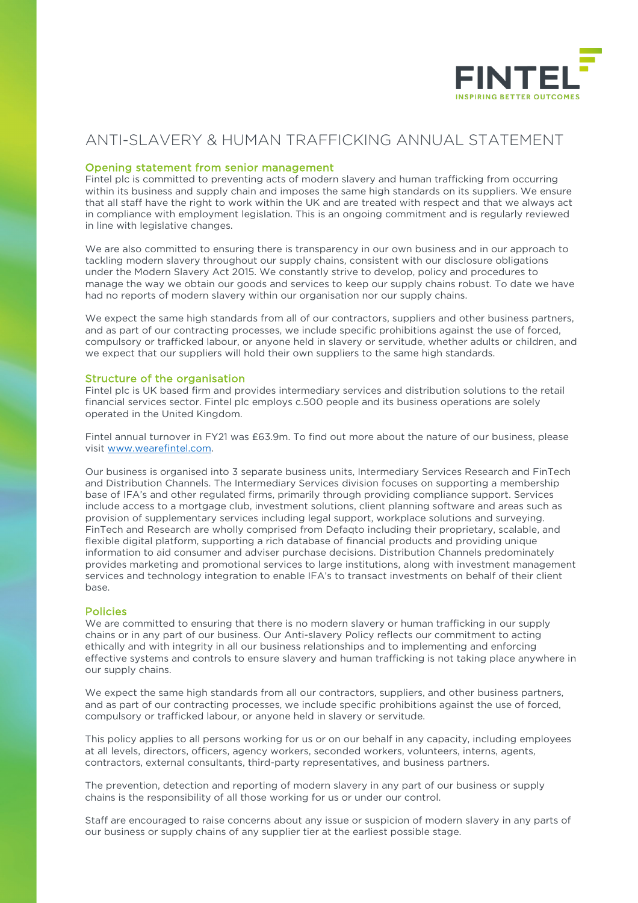# ANTI-SLAVERY & HUMAN TRAFFICKING ANNUAL STATEMENT

## Opening statement from senior management

Fintel plc is committed to preventing acts of modern slavery and human trafficking from occurring within its business and supply chain and imposes the same high standards on its suppliers. We ensure that all staff have the right to work within the UK and are treated with respect and that we always act in compliance with employment legislation. This is an ongoing commitment and is regularly reviewed in line with legislative changes.

We are also committed to ensuring there is transparency in our own business and in our approach to tackling modern slavery throughout our supply chains, consistent with our disclosure obligations under the Modern Slavery Act 2015. We constantly strive to develop, policy and procedures to manage the way we obtain our goods and services to keep our supply chains robust. To date we have had no reports of modern slavery within our organisation nor our supply chains.

We expect the same high standards from all of our contractors, suppliers and other business partners, and as part of our contracting processes, we include specific prohibitions against the use of forced, compulsory or trafficked labour, or anyone held in slavery or servitude, whether adults or children, and we expect that our suppliers will hold their own suppliers to the same high standards.

## Structure of the organisation

Fintel plc is UK based firm and provides intermediary services and distribution solutions to the retail financial services sector. Fintel plc employs c.500 people and its business operations are solely operated in the United Kingdom.

Fintel annual turnover in FY21 was £63.9m. To find out more about the nature of our business, please visit www.wearefintel.com.

Our business is organised into 3 separate business units, Intermediary Services Research and FinTech and Distribution Channels. The Intermediary Services division focuses on supporting a membership base of IFA's and other regulated firms, primarily through providing compliance support. Services include access to a mortgage club, investment solutions, client planning software and areas such as provision of supplementary services including legal support, workplace solutions and surveying. FinTech and Research are wholly comprised from Defaqto including their proprietary, scalable, and flexible digital platform, supporting a rich database of financial products and providing unique information to aid consumer and adviser purchase decisions. Distribution Channels predominately provides marketing and promotional services to large institutions, along with investment management services and technology integration to enable IFA's to transact investments on behalf of their client base.

## Policies

We are committed to ensuring that there is no modern slavery or human trafficking in our supply chains or in any part of our business. Our Anti-slavery Policy reflects our commitment to acting ethically and with integrity in all our business relationships and to implementing and enforcing effective systems and controls to ensure slavery and human trafficking is not taking place anywhere in our supply chains.

We expect the same high standards from all our contractors, suppliers, and other business partners, and as part of our contracting processes, we include specific prohibitions against the use of forced, compulsory or trafficked labour, or anyone held in slavery or servitude.

This policy applies to all persons working for us or on our behalf in any capacity, including employees at all levels, directors, officers, agency workers, seconded workers, volunteers, interns, agents, contractors, external consultants, third-party representatives, and business partners.

The prevention, detection and reporting of modern slavery in any part of our business or supply chains is the responsibility of all those working for us or under our control.

Staff are encouraged to raise concerns about any issue or suspicion of modern slavery in any parts of our business or supply chains of any supplier tier at the earliest possible stage.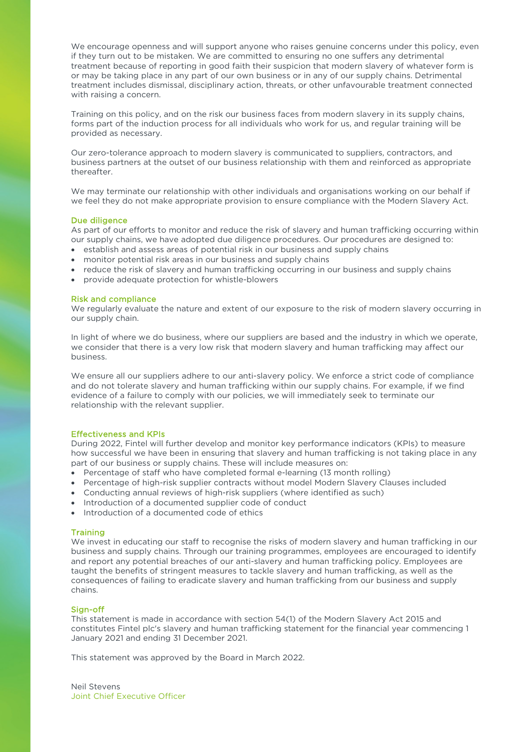We encourage openness and will support anyone who raises genuine concerns under this policy, even if they turn out to be mistaken. We are committed to ensuring no one suffers any detrimental treatment because of reporting in good faith their suspicion that modern slavery of whatever form is or may be taking place in any part of our own business or in any of our supply chains. Detrimental treatment includes dismissal, disciplinary action, threats, or other unfavourable treatment connected with raising a concern.

Training on this policy, and on the risk our business faces from modern slavery in its supply chains, forms part of the induction process for all individuals who work for us, and regular training will be provided as necessary.

Our zero-tolerance approach to modern slavery is communicated to suppliers, contractors, and business partners at the outset of our business relationship with them and reinforced as appropriate thereafter.

We may terminate our relationship with other individuals and organisations working on our behalf if we feel they do not make appropriate provision to ensure compliance with the Modern Slavery Act.

## Due diligence

As part of our efforts to monitor and reduce the risk of slavery and human trafficking occurring within our supply chains, we have adopted due diligence procedures. Our procedures are designed to:

- establish and assess areas of potential risk in our business and supply chains
- monitor potential risk areas in our business and supply chains
- reduce the risk of slavery and human trafficking occurring in our business and supply chains
- provide adequate protection for whistle-blowers

## Risk and compliance

We regularly evaluate the nature and extent of our exposure to the risk of modern slavery occurring in our supply chain.

In light of where we do business, where our suppliers are based and the industry in which we operate, we consider that there is a very low risk that modern slavery and human trafficking may affect our business.

We ensure all our suppliers adhere to our anti-slavery policy. We enforce a strict code of compliance and do not tolerate slavery and human trafficking within our supply chains. For example, if we find evidence of a failure to comply with our policies, we will immediately seek to terminate our relationship with the relevant supplier.

## Effectiveness and KPIs

During 2022, Fintel will further develop and monitor key performance indicators (KPIs) to measure how successful we have been in ensuring that slavery and human trafficking is not taking place in any part of our business or supply chains. These will include measures on:

- Percentage of staff who have completed formal e-learning (13 month rolling)
- Percentage of high-risk supplier contracts without model Modern Slavery Clauses included
- Conducting annual reviews of high-risk suppliers (where identified as such)
- Introduction of a documented supplier code of conduct
- Introduction of a documented code of ethics

## Training

We invest in educating our staff to recognise the risks of modern slavery and human trafficking in our business and supply chains. Through our training programmes, employees are encouraged to identify and report any potential breaches of our anti-slavery and human trafficking policy. Employees are taught the benefits of stringent measures to tackle slavery and human trafficking, as well as the consequences of failing to eradicate slavery and human trafficking from our business and supply chains.

## Sign-off

This statement is made in accordance with section 54(1) of the Modern Slavery Act 2015 and constitutes Fintel plc's slavery and human trafficking statement for the financial year commencing 1 January 2021 and ending 31 December 2021.

This statement was approved by the Board in March 2022.

Neil Stevens
Joint Chief Executive Officer